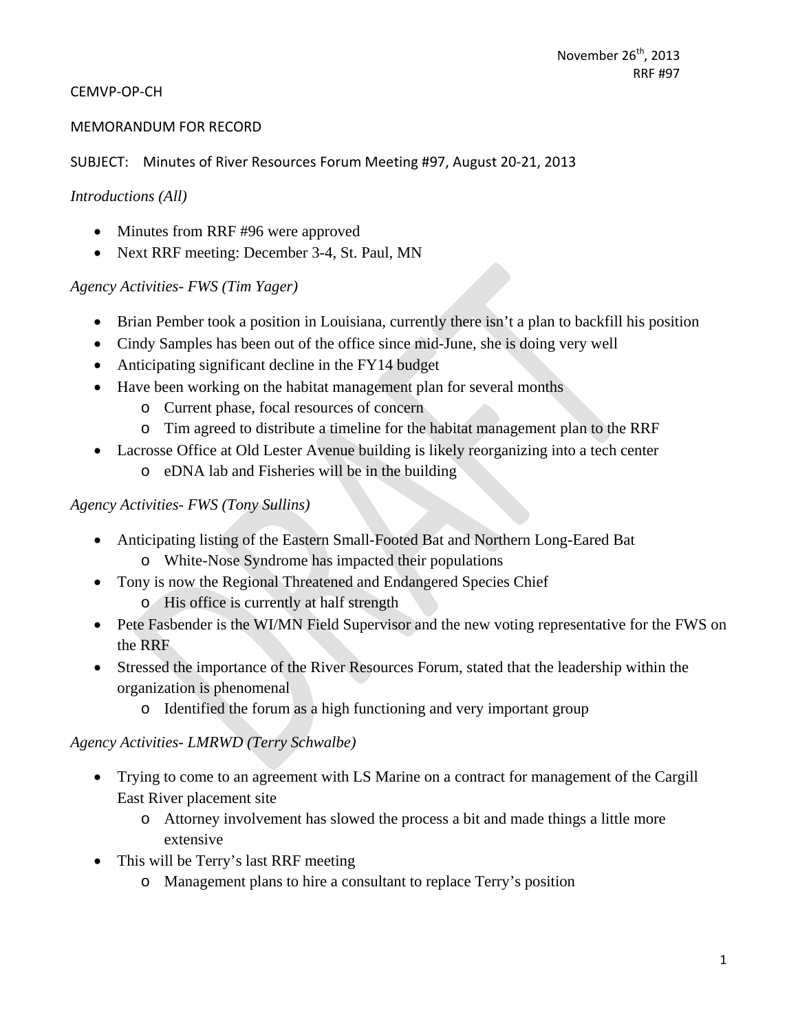November 26th, 2013
RRF #97

CEMVP-OP-CH

MEMORANDUM FOR RECORD

SUBJECT: Minutes of River Resources Forum Meeting #97, August 20-21, 2013

*Introductions (All)*

- Minutes from RRF #96 were approved
- Next RRF meeting: December 3-4, St. Paul, MN

*Agency Activities- FWS (Tim Yager)*

- Brian Pember took a position in Louisiana, currently there isn't a plan to backfill his position
- Cindy Samples has been out of the office since mid-June, she is doing very well
- Anticipating significant decline in the FY14 budget
- Have been working on the habitat management plan for several months
  - Current phase, focal resources of concern
  - Tim agreed to distribute a timeline for the habitat management plan to the RRF
- Lacrosse Office at Old Lester Avenue building is likely reorganizing into a tech center
  - eDNA lab and Fisheries will be in the building

*Agency Activities- FWS (Tony Sullins)*

- Anticipating listing of the Eastern Small-Footed Bat and Northern Long-Eared Bat
  - White-Nose Syndrome has impacted their populations
- Tony is now the Regional Threatened and Endangered Species Chief
  - His office is currently at half strength
- Pete Fasbender is the WI/MN Field Supervisor and the new voting representative for the FWS on the RRF
- Stressed the importance of the River Resources Forum, stated that the leadership within the organization is phenomenal
  - Identified the forum as a high functioning and very important group

*Agency Activities- LMRWD (Terry Schwalbe)*

- Trying to come to an agreement with LS Marine on a contract for management of the Cargill East River placement site
  - Attorney involvement has slowed the process a bit and made things a little more extensive
- This will be Terry's last RRF meeting
  - Management plans to hire a consultant to replace Terry's position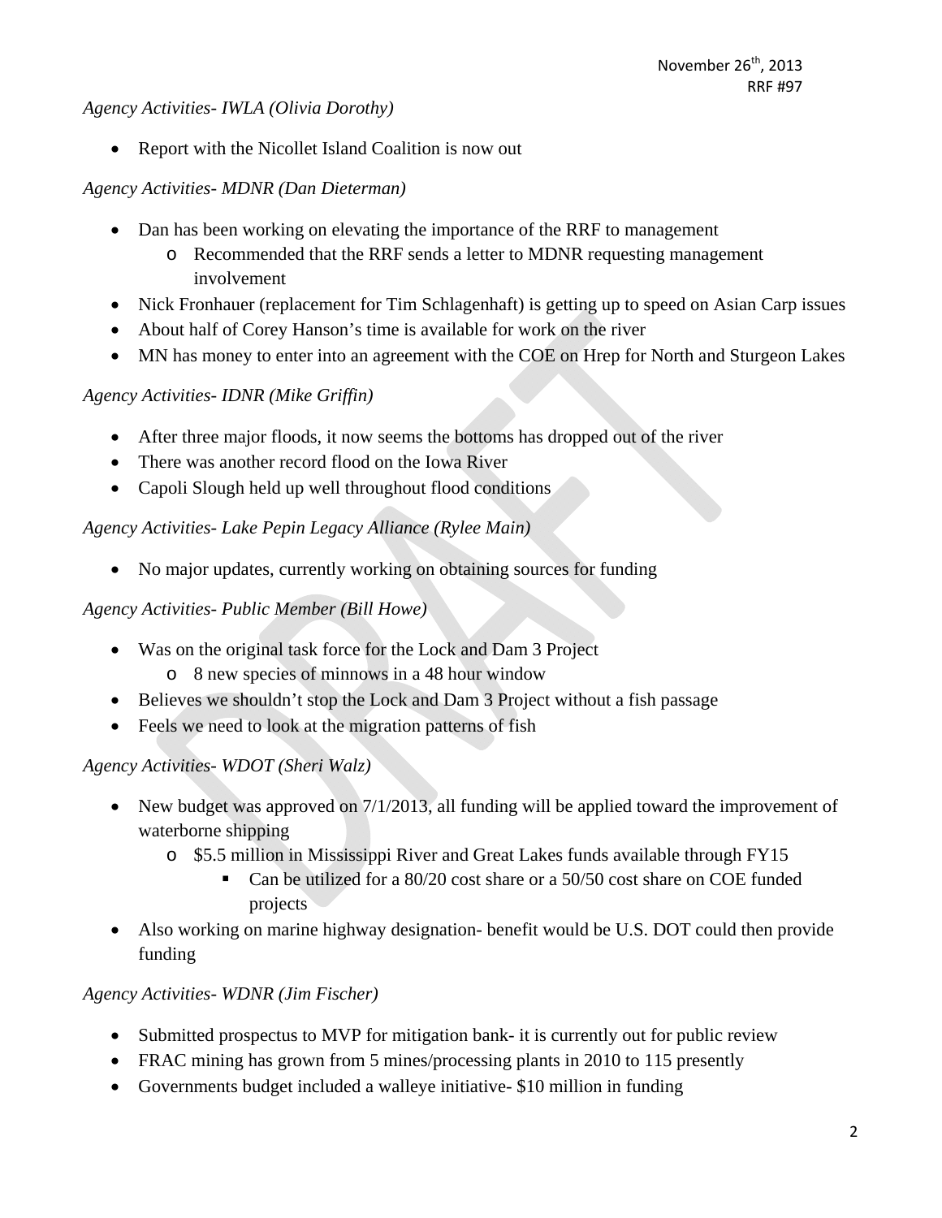*Agency Activities- IWLA (Olivia Dorothy)*

- Report with the Nicollet Island Coalition is now out

*Agency Activities- MDNR (Dan Dieterman)*

- Dan has been working on elevating the importance of the RRF to management
    - Recommended that the RRF sends a letter to MDNR requesting management involvement
- Nick Fronhauer (replacement for Tim Schlagenhaft) is getting up to speed on Asian Carp issues
- About half of Corey Hanson's time is available for work on the river
- MN has money to enter into an agreement with the COE on Hrep for North and Sturgeon Lakes

*Agency Activities- IDNR (Mike Griffin)*

- After three major floods, it now seems the bottoms has dropped out of the river
- There was another record flood on the Iowa River
- Capoli Slough held up well throughout flood conditions

*Agency Activities- Lake Pepin Legacy Alliance (Rylee Main)*

- No major updates, currently working on obtaining sources for funding

*Agency Activities- Public Member (Bill Howe)*

- Was on the original task force for the Lock and Dam 3 Project
    - 8 new species of minnows in a 48 hour window
- Believes we shouldn't stop the Lock and Dam 3 Project without a fish passage
- Feels we need to look at the migration patterns of fish

*Agency Activities- WDOT (Sheri Walz)*

- New budget was approved on 7/1/2013, all funding will be applied toward the improvement of waterborne shipping
    - $5.5 million in Mississippi River and Great Lakes funds available through FY15
        - Can be utilized for a 80/20 cost share or a 50/50 cost share on COE funded projects
- Also working on marine highway designation- benefit would be U.S. DOT could then provide funding

*Agency Activities- WDNR (Jim Fischer)*

- Submitted prospectus to MVP for mitigation bank- it is currently out for public review
- FRAC mining has grown from 5 mines/processing plants in 2010 to 115 presently
- Governments budget included a walleye initiative- $10 million in funding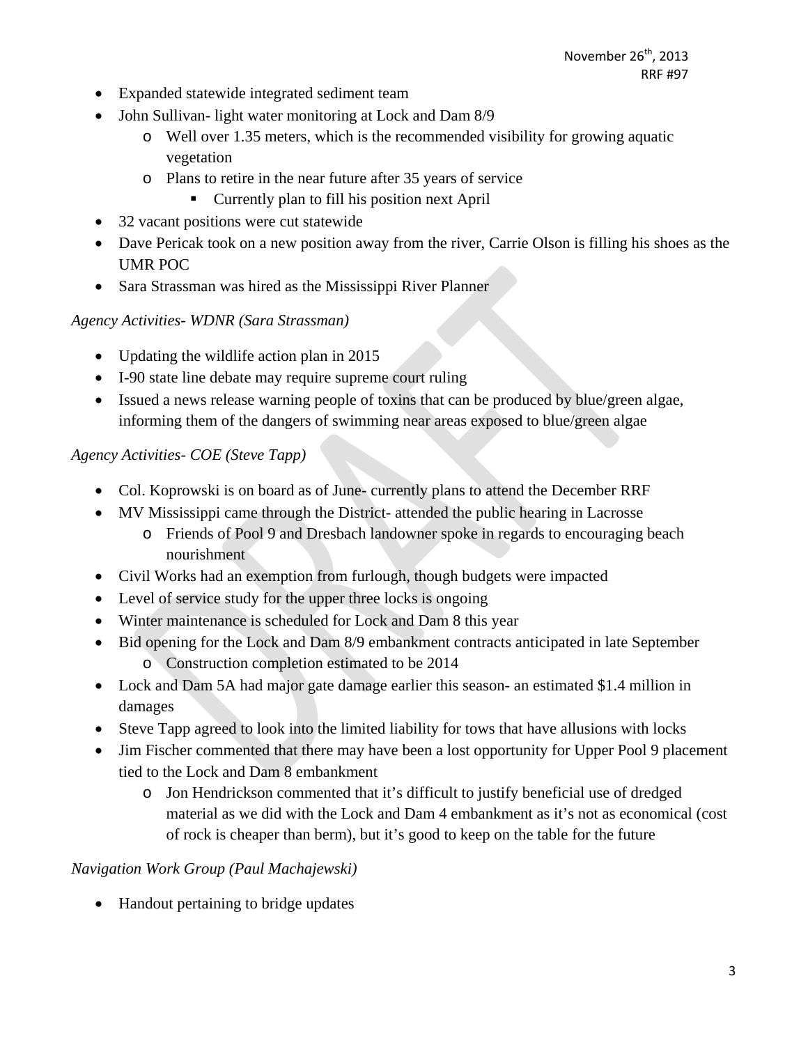- Expanded statewide integrated sediment team
- John Sullivan- light water monitoring at Lock and Dam 8/9
  - Well over 1.35 meters, which is the recommended visibility for growing aquatic vegetation
  - Plans to retire in the near future after 35 years of service
    - Currently plan to fill his position next April
- 32 vacant positions were cut statewide
- Dave Pericak took on a new position away from the river, Carrie Olson is filling his shoes as the UMR POC
- Sara Strassman was hired as the Mississippi River Planner

*Agency Activities- WDNR (Sara Strassman)*

- Updating the wildlife action plan in 2015
- I-90 state line debate may require supreme court ruling
- Issued a news release warning people of toxins that can be produced by blue/green algae, informing them of the dangers of swimming near areas exposed to blue/green algae

*Agency Activities- COE (Steve Tapp)*

- Col. Koprowski is on board as of June- currently plans to attend the December RRF
- MV Mississippi came through the District- attended the public hearing in Lacrosse
  - Friends of Pool 9 and Dresbach landowner spoke in regards to encouraging beach nourishment
- Civil Works had an exemption from furlough, though budgets were impacted
- Level of service study for the upper three locks is ongoing
- Winter maintenance is scheduled for Lock and Dam 8 this year
- Bid opening for the Lock and Dam 8/9 embankment contracts anticipated in late September
  - Construction completion estimated to be 2014
- Lock and Dam 5A had major gate damage earlier this season- an estimated $1.4 million in damages
- Steve Tapp agreed to look into the limited liability for tows that have allusions with locks
- Jim Fischer commented that there may have been a lost opportunity for Upper Pool 9 placement tied to the Lock and Dam 8 embankment
  - Jon Hendrickson commented that it's difficult to justify beneficial use of dredged material as we did with the Lock and Dam 4 embankment as it's not as economical (cost of rock is cheaper than berm), but it's good to keep on the table for the future

*Navigation Work Group (Paul Machajewski)*

- Handout pertaining to bridge updates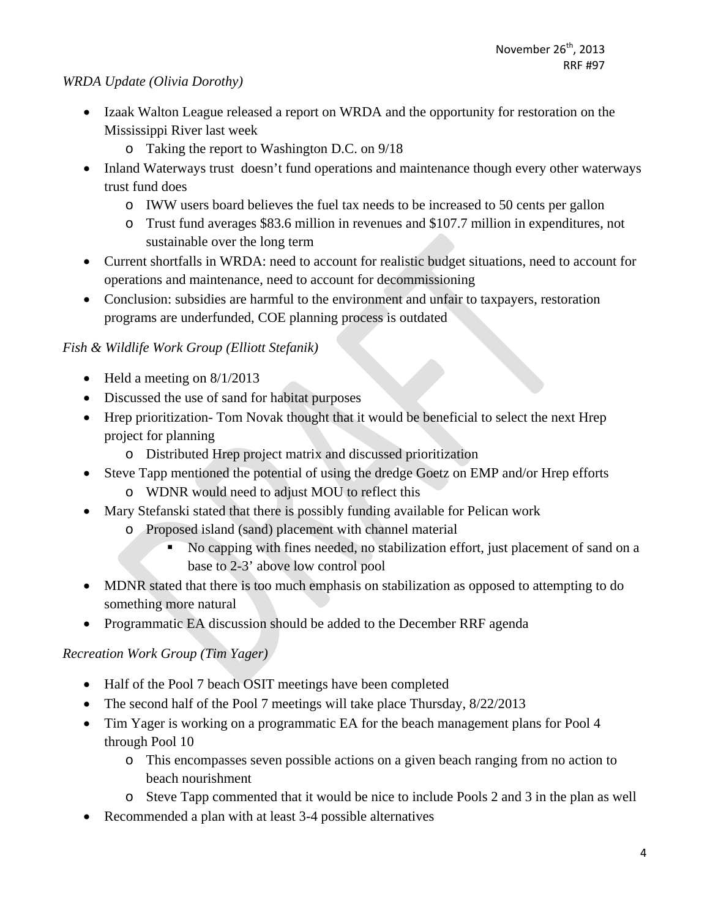*WRDA Update (Olivia Dorothy)*

- Izaak Walton League released a report on WRDA and the opportunity for restoration on the Mississippi River last week
    - Taking the report to Washington D.C. on 9/18
- Inland Waterways trust doesn't fund operations and maintenance though every other waterways trust fund does
    - IWW users board believes the fuel tax needs to be increased to 50 cents per gallon
    - Trust fund averages $83.6 million in revenues and $107.7 million in expenditures, not sustainable over the long term
- Current shortfalls in WRDA: need to account for realistic budget situations, need to account for operations and maintenance, need to account for decommissioning
- Conclusion: subsidies are harmful to the environment and unfair to taxpayers, restoration programs are underfunded, COE planning process is outdated

*Fish & Wildlife Work Group (Elliott Stefanik)*

- Held a meeting on 8/1/2013
- Discussed the use of sand for habitat purposes
- Hrep prioritization- Tom Novak thought that it would be beneficial to select the next Hrep project for planning
    - Distributed Hrep project matrix and discussed prioritization
- Steve Tapp mentioned the potential of using the dredge Goetz on EMP and/or Hrep efforts
    - WDNR would need to adjust MOU to reflect this
- Mary Stefanski stated that there is possibly funding available for Pelican work
    - Proposed island (sand) placement with channel material
        - No capping with fines needed, no stabilization effort, just placement of sand on a base to 2-3' above low control pool
- MDNR stated that there is too much emphasis on stabilization as opposed to attempting to do something more natural
- Programmatic EA discussion should be added to the December RRF agenda

*Recreation Work Group (Tim Yager)*

- Half of the Pool 7 beach OSIT meetings have been completed
- The second half of the Pool 7 meetings will take place Thursday, 8/22/2013
- Tim Yager is working on a programmatic EA for the beach management plans for Pool 4 through Pool 10
    - This encompasses seven possible actions on a given beach ranging from no action to beach nourishment
    - Steve Tapp commented that it would be nice to include Pools 2 and 3 in the plan as well
- Recommended a plan with at least 3-4 possible alternatives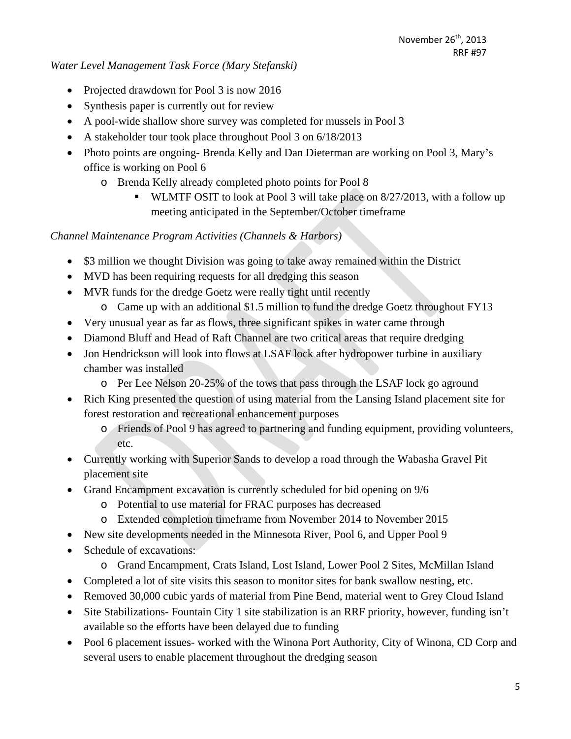*Water Level Management Task Force (Mary Stefanski)*

- Projected drawdown for Pool 3 is now 2016
- Synthesis paper is currently out for review
- A pool-wide shallow shore survey was completed for mussels in Pool 3
- A stakeholder tour took place throughout Pool 3 on 6/18/2013
- Photo points are ongoing- Brenda Kelly and Dan Dieterman are working on Pool 3, Mary's office is working on Pool 6
  - Brenda Kelly already completed photo points for Pool 8
    - WLMTF OSIT to look at Pool 3 will take place on 8/27/2013, with a follow up meeting anticipated in the September/October timeframe

*Channel Maintenance Program Activities (Channels & Harbors)*

- $3 million we thought Division was going to take away remained within the District
- MVD has been requiring requests for all dredging this season
- MVR funds for the dredge Goetz were really tight until recently
  - Came up with an additional $1.5 million to fund the dredge Goetz throughout FY13
- Very unusual year as far as flows, three significant spikes in water came through
- Diamond Bluff and Head of Raft Channel are two critical areas that require dredging
- Jon Hendrickson will look into flows at LSAF lock after hydropower turbine in auxiliary chamber was installed
  - Per Lee Nelson 20-25% of the tows that pass through the LSAF lock go aground
- Rich King presented the question of using material from the Lansing Island placement site for forest restoration and recreational enhancement purposes
  - Friends of Pool 9 has agreed to partnering and funding equipment, providing volunteers, etc.
- Currently working with Superior Sands to develop a road through the Wabasha Gravel Pit placement site
- Grand Encampment excavation is currently scheduled for bid opening on 9/6
  - Potential to use material for FRAC purposes has decreased
  - Extended completion timeframe from November 2014 to November 2015
- New site developments needed in the Minnesota River, Pool 6, and Upper Pool 9
- Schedule of excavations:
  - Grand Encampment, Crats Island, Lost Island, Lower Pool 2 Sites, McMillan Island
- Completed a lot of site visits this season to monitor sites for bank swallow nesting, etc.
- Removed 30,000 cubic yards of material from Pine Bend, material went to Grey Cloud Island
- Site Stabilizations- Fountain City 1 site stabilization is an RRF priority, however, funding isn't available so the efforts have been delayed due to funding
- Pool 6 placement issues- worked with the Winona Port Authority, City of Winona, CD Corp and several users to enable placement throughout the dredging season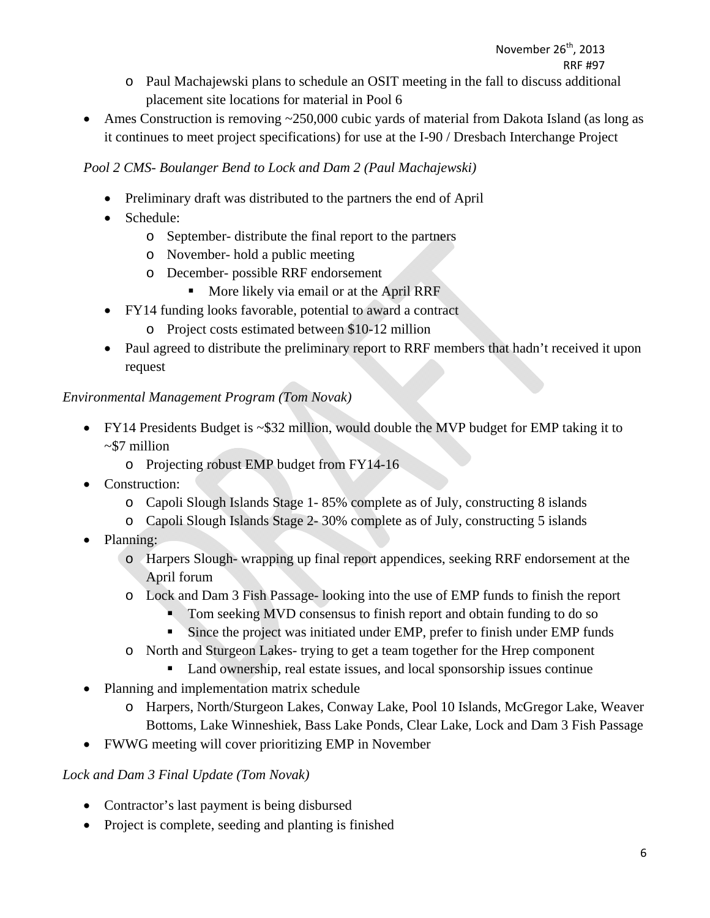- Paul Machajewski plans to schedule an OSIT meeting in the fall to discuss additional placement site locations for material in Pool 6
- Ames Construction is removing ~250,000 cubic yards of material from Dakota Island (as long as it continues to meet project specifications) for use at the I-90 / Dresbach Interchange Project

*Pool 2 CMS- Boulanger Bend to Lock and Dam 2 (Paul Machajewski)*

- Preliminary draft was distributed to the partners the end of April
- Schedule:
  - September- distribute the final report to the partners
  - November- hold a public meeting
  - December- possible RRF endorsement
    - More likely via email or at the April RRF
- FY14 funding looks favorable, potential to award a contract
  - Project costs estimated between $10-12 million
- Paul agreed to distribute the preliminary report to RRF members that hadn't received it upon request

*Environmental Management Program (Tom Novak)*

- FY14 Presidents Budget is ~$32 million, would double the MVP budget for EMP taking it to ~$7 million
  - Projecting robust EMP budget from FY14-16
- Construction:
  - Capoli Slough Islands Stage 1- 85% complete as of July, constructing 8 islands
  - Capoli Slough Islands Stage 2- 30% complete as of July, constructing 5 islands
- Planning:
  - Harpers Slough- wrapping up final report appendices, seeking RRF endorsement at the April forum
  - Lock and Dam 3 Fish Passage- looking into the use of EMP funds to finish the report
    - Tom seeking MVD consensus to finish report and obtain funding to do so
    - Since the project was initiated under EMP, prefer to finish under EMP funds
  - North and Sturgeon Lakes- trying to get a team together for the Hrep component
    - Land ownership, real estate issues, and local sponsorship issues continue
- Planning and implementation matrix schedule
  - Harpers, North/Sturgeon Lakes, Conway Lake, Pool 10 Islands, McGregor Lake, Weaver Bottoms, Lake Winneshiek, Bass Lake Ponds, Clear Lake, Lock and Dam 3 Fish Passage
- FWWG meeting will cover prioritizing EMP in November

*Lock and Dam 3 Final Update (Tom Novak)*

- Contractor's last payment is being disbursed
- Project is complete, seeding and planting is finished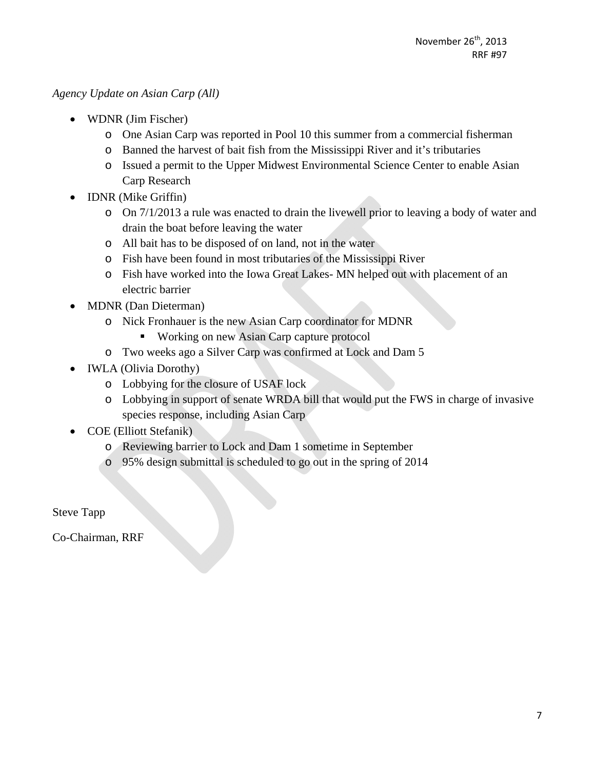*Agency Update on Asian Carp (All)*

- WDNR (Jim Fischer)
  - One Asian Carp was reported in Pool 10 this summer from a commercial fisherman
  - Banned the harvest of bait fish from the Mississippi River and it's tributaries
  - Issued a permit to the Upper Midwest Environmental Science Center to enable Asian Carp Research
- IDNR (Mike Griffin)
  - On 7/1/2013 a rule was enacted to drain the livewell prior to leaving a body of water and drain the boat before leaving the water
  - All bait has to be disposed of on land, not in the water
  - Fish have been found in most tributaries of the Mississippi River
  - Fish have worked into the Iowa Great Lakes- MN helped out with placement of an electric barrier
- MDNR (Dan Dieterman)
  - Nick Fronhauer is the new Asian Carp coordinator for MDNR
    - Working on new Asian Carp capture protocol
  - Two weeks ago a Silver Carp was confirmed at Lock and Dam 5
- IWLA (Olivia Dorothy)
  - Lobbying for the closure of USAF lock
  - Lobbying in support of senate WRDA bill that would put the FWS in charge of invasive species response, including Asian Carp
- COE (Elliott Stefanik)
  - Reviewing barrier to Lock and Dam 1 sometime in September
  - 95% design submittal is scheduled to go out in the spring of 2014

Steve Tapp

Co-Chairman, RRF